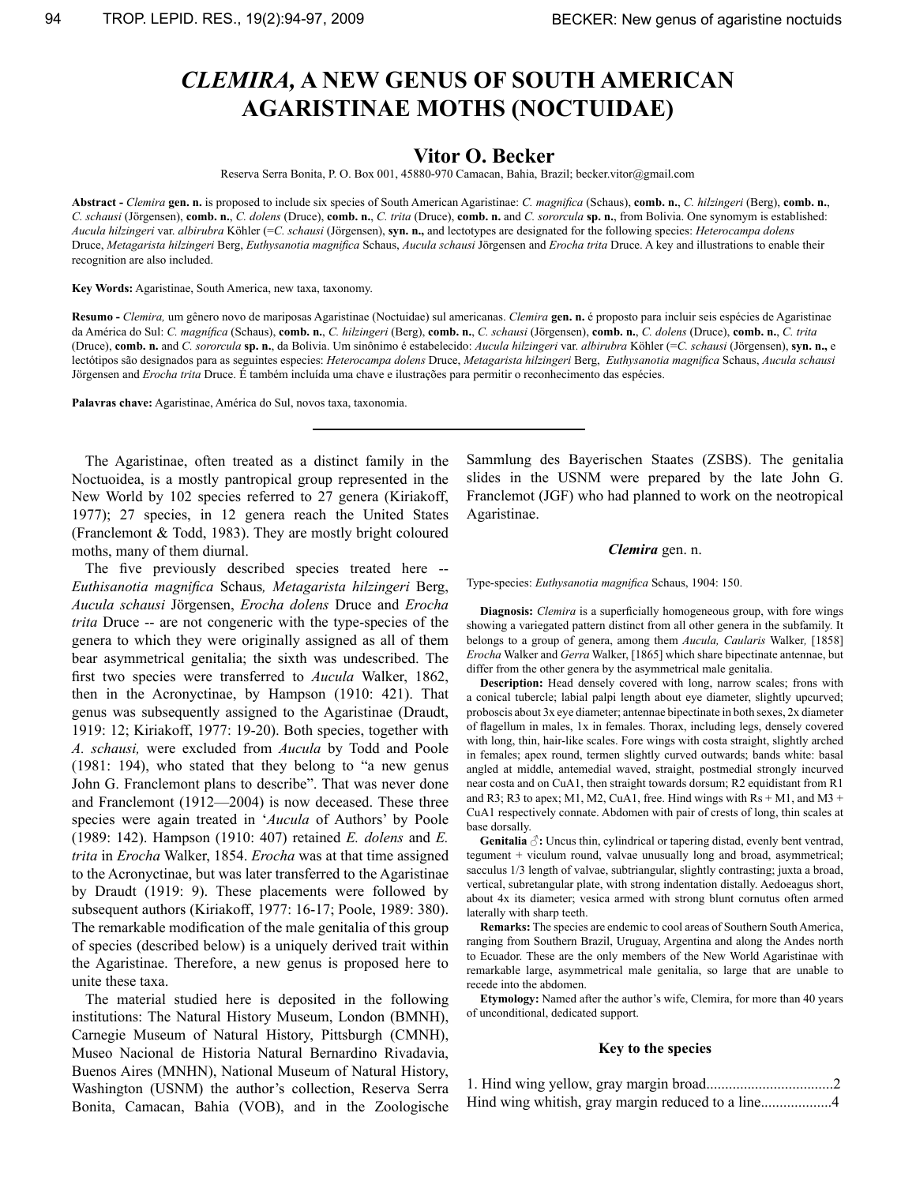# *CLEMIRA*, A NEW GENUS OF SOUTH AMERICAN AGARISTINAE MOTHS (NOCTUIDAE)

## Vitor O. Becker

Reserva Serra Bonita, P. O. Box 001, 45880-970 Camacan, Bahia, Brazil; becker.vitor@gmail.com

**Abstract -** *Clemira* **gen. n.** is proposed to include six species of South American Agaristinae: *C. magnifica* (Schaus), **comb. n.**, *C. hilzingeri* (Berg), **comb. n.**, *C. schausi* (Jörgensen), **comb. n.**, *C. dolens* (Druce), **comb. n.**, *C. trita* (Druce), **comb. n.** and *C. sororcula* **sp. n.**, from Bolivia. One synonym is established: *Aucula hilzingeri* var. *albirubra* Köhler (=*C. schausi* (Jörgensen), **syn. n.,** and lectotypes are designated for the following species: *Heterocampa dolens* Druce, *Metagarista hilzingeri* Berg, *Euthysanotia magnifica* Schaus, *Aucula schausi* Jörgensen and *Erocha trita* Druce. A key and illustrations to enable their recognition are also included.

**Key Words:** Agaristinae, South America, new taxa, taxonomy.

**Resumo -** *Clemira,* um gênero novo de mariposas Agaristinae (Noctuidae) sul americanas. *Clemira* **gen. n.** é proposto para incluir seis espécies de Agaristinae da América do Sul: *C. magnifica* (Schaus), **comb. n.**, *C. hilzingeri* (Berg), **comb. n.**, *C. schausi* (Jörgensen), **comb. n.**, *C. dolens* (Druce), **comb. n.**, *C. trita* (Druce), **comb. n.** and *C. sororcula* **sp. n.**, da Bolivia. Um sinônimo é estabelecido: *Aucula hilzingeri* var. *albirubra* Köhler (=*C. schausi* (Jörgensen), **syn. n.,** e lectótipos são designados para as seguintes especies: *Heterocampa dolens* Druce, *Metagarista hilzingeri* Berg, *Euthysanotia magnifica* Schaus, *Aucula schausi* Jörgensen and *Erocha trita* Druce. É também incluída uma chave e ilustrações para permitir o reconhecimento das espécies.

**Palavras chave:** Agaristinae, América do Sul, novos taxa, taxonomia.

---

The Agaristinae, often treated as a distinct family in the Noctuoidea, is a mostly pantropical group represented in the New World by 102 species referred to 27 genera (Kiriakoff, 1977); 27 species, in 12 genera reach the United States (Franclemont & Todd, 1983). They are mostly bright coloured moths, many of them diurnal.

The five previously described species treated here -- *Euthisanotia magnifica* Schaus*, Metagarista hilzingeri* Berg, *Aucula schausi* Jörgensen, *Erocha dolens* Druce and *Erocha trita* Druce -- are not congeneric with the type-species of the genera to which they were originally assigned as all of them bear asymmetrical genitalia; the sixth was undescribed. The first two species were transferred to *Aucula* Walker, 1862, then in the Acronyctinae, by Hampson (1910: 421). That genus was subsequently assigned to the Agaristinae (Draudt, 1919: 12; Kiriakoff, 1977: 19-20). Both species, together with *A. schausi,* were excluded from *Aucula* by Todd and Poole (1981: 194), who stated that they belong to "a new genus John G. Franclemont plans to describe". That was never done and Franclemont (1912—2004) is now deceased. These three species were again treated in '*Aucula* of Authors' by Poole (1989: 142). Hampson (1910: 407) retained *E. dolens* and *E. trita* in *Erocha* Walker, 1854. *Erocha* was at that time assigned to the Acronyctinae, but was later transferred to the Agaristinae by Draudt (1919: 9). These placements were followed by subsequent authors (Kiriakoff, 1977: 16-17; Poole, 1989: 380). The remarkable modification of the male genitalia of this group of species (described below) is a uniquely derived trait within the Agaristinae. Therefore, a new genus is proposed here to unite these taxa.

The material studied here is deposited in the following institutions: The Natural History Museum, London (BMNH), Carnegie Museum of Natural History, Pittsburgh (CMNH), Museo Nacional de Historia Natural Bernardino Rivadavia, Buenos Aires (MNHN), National Museum of Natural History, Washington (USNM) the author's collection, Reserva Serra Bonita, Camacan, Bahia (VOB), and in the Zoologische Sammlung des Bayerischen Staates (ZSBS). The genitalia slides in the USNM were prepared by the late John G. Franclemont (JGF) who had planned to work on the neotropical Agaristinae.

### *Clemira* gen. n.

Type-species: *Euthysanotia magnifica* Schaus, 1904: 150.

**Diagnosis:** *Clemira* is a superficially homogeneous group, with fore wings showing a variegated pattern distinct from all other genera in the subfamily. It belongs to a group of genera, among them *Aucula, Caularis* Walker*,* [1858] *Erocha* Walker and *Gerra* Walker, [1865] which share bipectinate antennae, but differ from the other genera by the asymmetrical male genitalia.

**Description:** Head densely covered with long, narrow scales; frons with a conical tubercle; labial palpi length about eye diameter, slightly upcurved; proboscis about 3x eye diameter; antennae bipectinate in both sexes, 2x diameter of flagellum in males, 1x in females. Thorax, including legs, densely covered with long, thin, hair-like scales. Fore wings with costa straight, slightly arched in females; apex round, termen slightly curved outwards; bands white: basal angled at middle, antemedial waved, straight, postmedial strongly incurved near costa and on CuA1, then straight towards dorsum; R2 equidistant from R1 and R3; R3 to apex; M1, M2, CuA1, free. Hind wings with Rs + M1, and M3 + CuA1 respectively connate. Abdomen with pair of crests of long, thin scales at base dorsally.

**Genitalia ♂:** Uncus thin, cylindrical or tapering distad, evenly bent ventrad, tegument + viculum round, valvae unusually long and broad, asymmetrical; sacculus 1/3 length of valvae, subtriangular, slightly contrasting; juxta a broad, vertical, subretangular plate, with strong indentation distally. Aedoeagus short, about 4x its diameter; vesica armed with strong blunt cornutus often armed laterally with sharp teeth.

**Remarks:** The species are endemic to cool areas of Southern South America, ranging from Southern Brazil, Uruguay, Argentina and along the Andes north to Ecuador. These are the only members of the New World Agaristinae with remarkable large, asymmetrical male genitalia, so large that are unable to recede into the abdomen.

**Etymology:** Named after the author's wife, Clemira, for more than 40 years of unconditional, dedicated support.

### Key to the species

1. Hind wing yellow, gray margin broad.................................2
Hind wing whitish, gray margin reduced to a line...................4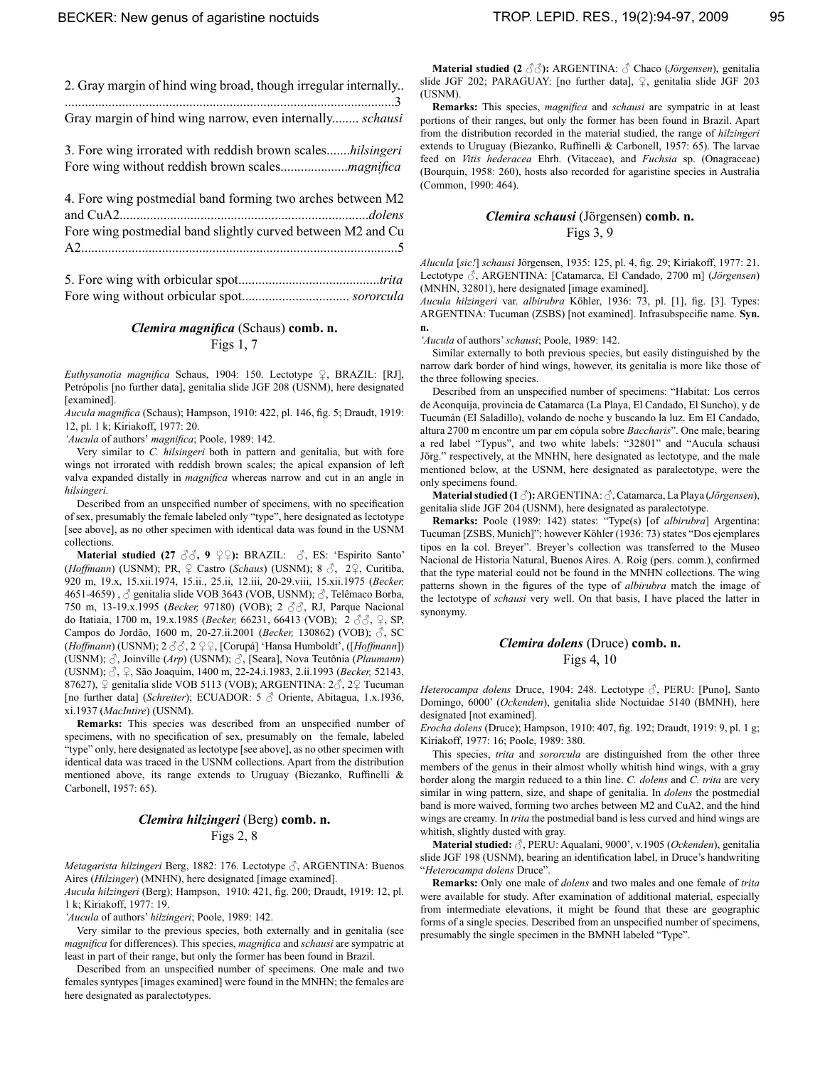2. Gray margin of hind wing broad, though irregular internally.. ..................................................................................................3
Gray margin of hind wing narrow, even internally........ *schausi*

3. Fore wing irrorated with reddish brown scales.......*hilsingeri*
Fore wing without reddish brown scales....................*magnifica*

4. Fore wing postmedial band forming two arches between M2 and CuA2..........................................................................*dolens*
Fore wing postmedial band slightly curved between M2 and Cu A2............................................................................................5

5. Fore wing with orbicular spot..........................................*trita*
Fore wing without orbicular spot................................ *sororcula*

### *Clemira magnifica* (Schaus) comb. n.
Figs 1, 7

*Euthysanotia magnifica* Schaus, 1904: 150. Lectotype ♀, BRAZIL: [RJ], Petrópolis [no further data], genitalia slide JGF 208 (USNM), here designated [examined].
*Aucula magnifica* (Schaus); Hampson, 1910: 422, pl. 146, fig. 5; Draudt, 1919: 12, pl. 1 k; Kiriakoff, 1977: 20.
*'Aucula* of authors' *magnifica*; Poole, 1989: 142.

Very similar to *C. hilsingeri* both in pattern and genitalia, but with fore wings not irrorated with reddish brown scales; the apical expansion of left valva expanded distally in *magnifica* whereas narrow and cut in an angle in *hilsingeri.*

Described from an unspecified number of specimens, with no specification of sex, presumably the female labeled only "type", here designated as lectotype [see above], as no other specimen with identical data was found in the USNM collections.

**Material studied (27 ♂♂, 9 ♀♀):** BRAZIL: ♂, ES: 'Espirito Santo' (*Hoffmann*) (USNM); PR, ♀ Castro (*Schaus*) (USNM); 8 ♂, 2♀, Curitiba, 920 m, 19.x, 15.xii.1974, 15.ii., 25.ii, 12.iii, 20-29.viii, 15.xii.1975 (*Becker,* 4651-4659) , ♂ genitalia slide VOB 3643 (VOB, USNM); ♂, Telêmaco Borba, 750 m, 13-19.x.1995 (*Becker,* 97180) (VOB); 2 ♂♂, RJ, Parque Nacional do Itatiaia, 1700 m, 19.x.1985 (*Becker,* 66231, 66413 (VOB); 2 ♂♂, ♀, SP, Campos do Jordão, 1600 m, 20-27.ii.2001 (*Becker,* 130862) (VOB); ♂, SC (*Hoffmann*) (USNM); 2 ♂♂, 2 ♀♀, [Corupá] 'Hansa Humboldt', ([*Hoffmann*]) (USNM); ♂, Joinville (*Arp*) (USNM); ♂, [Seara], Nova Teutônia (*Plaumann*) (USNM); ♂, ♀, São Joaquim, 1400 m, 22-24.i.1983, 2.ii.1993 (*Becker,* 52143, 87627), ♀ genitalia slide VOB 5113 (VOB); ARGENTINA: 2♂, 2♀ Tucuman [no further data] (*Schreiter*); ECUADOR: 5 ♂ Oriente, Abitagua, 1.x.1936, xi.1937 (*MacIntire*) (USNM).

**Remarks:** This species was described from an unspecified number of specimens, with no specification of sex, presumably on the female, labeled "type" only, here designated as lectotype [see above], as no other specimen with identical data was traced in the USNM collections. Apart from the distribution mentioned above, its range extends to Uruguay (Biezanko, Ruffinelli & Carbonell, 1957: 65).

### *Clemira hilzingeri* (Berg) comb. n.
Figs 2, 8

*Metagarista hilzingeri* Berg, 1882: 176. Lectotype ♂, ARGENTINA: Buenos Aires (*Hilzinger*) (MNHN), here designated [image examined].
*Aucula hilzingeri* (Berg); Hampson, 1910: 421, fig. 200; Draudt, 1919: 12, pl. 1 k; Kiriakoff, 1977: 19.
*'Aucula* of authors' *hilzingeri*; Poole, 1989: 142.

Very similar to the previous species, both externally and in genitalia (see *magnifica* for differences). This species, *magnifica* and *schausi* are sympatric at least in part of their range, but only the former has been found in Brazil.

Described from an unspecified number of specimens. One male and two females syntypes [images examined] were found in the MNHN; the females are here designated as paralectotypes.

**Material studied (2 ♂♂):** ARGENTINA: ♂ Chaco (*Jörgensen*), genitalia slide JGF 202; PARAGUAY: [no further data], ♀, genitalia slide JGF 203 (USNM).

**Remarks:** This species, *magnifica* and *schausi* are sympatric in at least portions of their ranges, but only the former has been found in Brazil. Apart from the distribution recorded in the material studied, the range of *hilzingeri* extends to Uruguay (Biezanko, Ruffinelli & Carbonell, 1957: 65). The larvae feed on *Vitis hederacea* Ehrh. (Vitaceae), and *Fuchsia* sp. (Onagraceae) (Bourquin, 1958: 260), hosts also recorded for agaristine species in Australia (Common, 1990: 464).

### *Clemira schausi* (Jörgensen) comb. n.
Figs 3, 9

*Alucula* [*sic!*] *schausi* Jörgensen, 1935: 125, pl. 4, fig. 29; Kiriakoff, 1977: 21. Lectotype ♂, ARGENTINA: [Catamarca, El Candado, 2700 m] (*Jörgensen*) (MNHN, 32801), here designated [image examined].
*Aucula hilzingeri* var. *albirubra* Köhler, 1936: 73, pl. [1], fig. [3]. Types: ARGENTINA: Tucuman (ZSBS) [not examined]. Infrasubspecific name. **Syn. n.**
*'Aucula* of authors' *schausi*; Poole, 1989: 142.

Similar externally to both previous species, but easily distinguished by the narrow dark border of hind wings, however, its genitalia is more like those of the three following species.

Described from an unspecified number of specimens: "Habitat: Los cerros de Aconquija, provincia de Catamarca (La Playa, El Candado, El Suncho), y de Tucumán (El Saladillo), volando de noche y buscando la luz. Em El Candado, altura 2700 m encontre um par em cópula sobre *Baccharis*". One male, bearing a red label "Typus", and two white labels: "32801" and "Aucula schausi Jörg." respectively, at the MNHN, here designated as lectotype, and the male mentioned below, at the USNM, here designated as paralectotype, were the only specimens found.

**Material studied (1 ♂):** ARGENTINA: ♂, Catamarca, La Playa (*Jörgensen*), genitalia slide JGF 204 (USNM), here designated as paralectotype.

**Remarks:** Poole (1989: 142) states: "Type(s) [of *albirubra*] Argentina: Tucuman [ZSBS, Munich]"; however Köhler (1936: 73) states "Dos ejemplares tipos en la col. Breyer". Breyer's collection was transferred to the Museo Nacional de Historia Natural, Buenos Aires. A. Roig (pers. comm.), confirmed that the type material could not be found in the MNHN collections. The wing patterns shown in the figures of the type of *albirubra* match the image of the lectotype of *schausi* very well. On that basis, I have placed the latter in synonymy.

### *Clemira dolens* (Druce) comb. n.
Figs 4, 10

*Heterocampa dolens* Druce, 1904: 248. Lectotype ♂, PERU: [Puno], Santo Domingo, 6000' (*Ockenden*), genitalia slide Noctuidae 5140 (BMNH), here designated [not examined].
*Erocha dolens* (Druce); Hampson, 1910: 407, fig. 192; Draudt, 1919: 9, pl. 1 g; Kiriakoff, 1977: 16; Poole, 1989: 380.

This species, *trita* and *sororcula* are distinguished from the other three members of the genus in their almost wholly whitish hind wings, with a gray border along the margin reduced to a thin line. *C. dolens* and *C. trita* are very similar in wing pattern, size, and shape of genitalia. In *dolens* the postmedial band is more waived, forming two arches between M2 and CuA2, and the hind wings are creamy. In *trita* the postmedial band is less curved and hind wings are whitish, slightly dusted with gray.

**Material studied:** ♂, PERU: Aqualani, 9000', v.1905 (*Ockenden*), genitalia slide JGF 198 (USNM), bearing an identification label, in Druce's handwriting "*Heterocampa dolens* Druce".

**Remarks:** Only one male of *dolens* and two males and one female of *trita* were available for study. After examination of additional material, especially from intermediate elevations, it might be found that these are geographic forms of a single species. Described from an unspecified number of specimens, presumably the single specimen in the BMNH labeled "Type".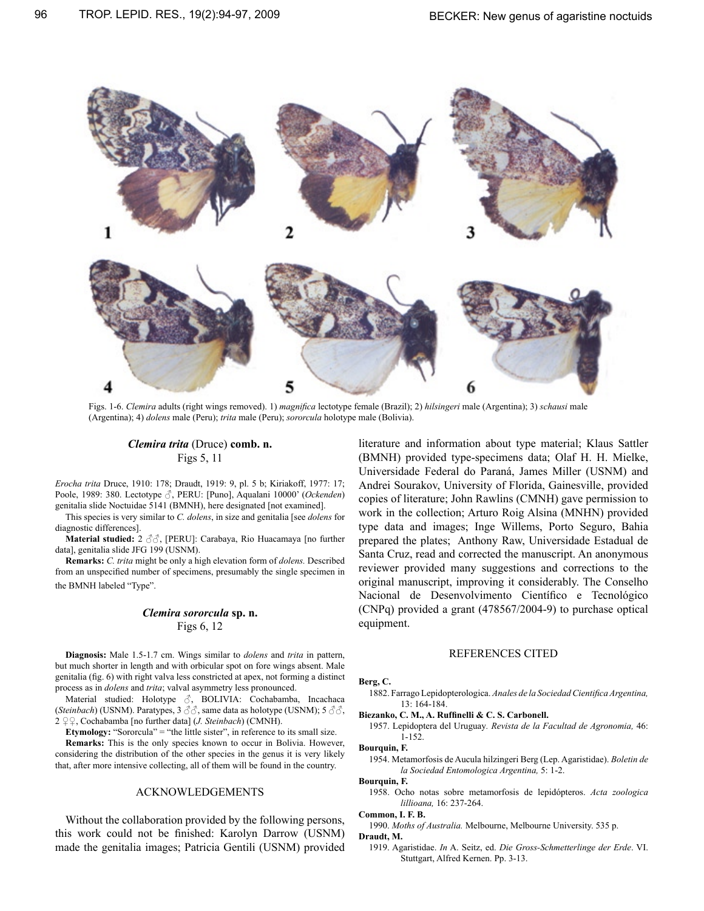Figs. 1-6. *Clemira* adults (right wings removed). 1) *magnifica* lectotype female (Brazil); 2) *hilsingeri* male (Argentina); 3) *schausi* male (Argentina); 4) *dolens* male (Peru); *trita* male (Peru); *sororcula* holotype male (Bolivia).

### *Clemira trita* (Druce) comb. n.

Figs 5, 11

*Erocha trita* Druce, 1910: 178; Draudt, 1919: 9, pl. 5 b; Kiriakoff, 1977: 17; Poole, 1989: 380. Lectotype ♂, PERU: [Puno], Aqualani 10000' (*Ockenden*) genitalia slide Noctuidae 5141 (BMNH), here designated [not examined].

This species is very similar to *C. dolens*, in size and genitalia [see *dolens* for diagnostic differences].

**Material studied:** 2 ♂♂, [PERU]: Carabaya, Rio Huacamaya [no further data], genitalia slide JFG 199 (USNM).

**Remarks:** *C. trita* might be only a high elevation form of *dolens.* Described from an unspecified number of specimens, presumably the single specimen in the BMNH labeled "Type".

### *Clemira sororcula* sp. n.

Figs 6, 12

**Diagnosis:** Male 1.5-1.7 cm. Wings similar to *dolens* and *trita* in pattern, but much shorter in length and with orbicular spot on fore wings absent. Male genitalia (fig. 6) with right valva less constricted at apex, not forming a distinct process as in *dolens* and *trita*; valval asymmetry less pronounced.

Material studied: Holotype ♂, BOLIVIA: Cochabamba, Incachaca (*Steinbach*) (USNM). Paratypes, 3 ♂♂, same data as holotype (USNM); 5 ♂♂, 2 ♀♀, Cochabamba [no further data] (*J. Steinbach*) (CMNH).

**Etymology:** "Sororcula" = "the little sister", in reference to its small size.

**Remarks:** This is the only species known to occur in Bolivia. However, considering the distribution of the other species in the genus it is very likely that, after more intensive collecting, all of them will be found in the country.

## ACKNOWLEDGEMENTS

Without the collaboration provided by the following persons, this work could not be finished: Karolyn Darrow (USNM) made the genitalia images; Patricia Gentili (USNM) provided literature and information about type material; Klaus Sattler (BMNH) provided type-specimens data; Olaf H. H. Mielke, Universidade Federal do Paraná, James Miller (USNM) and Andrei Sourakov, University of Florida, Gainesville, provided copies of literature; John Rawlins (CMNH) gave permission to work in the collection; Arturo Roig Alsina (MNHN) provided type data and images; Inge Willems, Porto Seguro, Bahia prepared the plates; Anthony Raw, Universidade Estadual de Santa Cruz, read and corrected the manuscript. An anonymous reviewer provided many suggestions and corrections to the original manuscript, improving it considerably. The Conselho Nacional de Desenvolvimento Científico e Tecnológico (CNPq) provided a grant (478567/2004-9) to purchase optical equipment.

## REFERENCES CITED

**Berg, C.**
1882. Farrago Lepidopterologica. *Anales de la Sociedad Cientifica Argentina,* 13: 164-184.

**Biezanko, C. M., A. Ruffinelli & C. S. Carbonell.**
1957. Lepidoptera del Uruguay. *Revista de la Facultad de Agronomia,* 46: 1-152.

**Bourquin, F.**
1954. Metamorfosis de Aucula hilzingeri Berg (Lep. Agaristidae). *Boletin de la Sociedad Entomologica Argentina,* 5: 1-2.

**Bourquin, F.**
1958. Ocho notas sobre metamorfosis de lepidópteros. *Acta zoologica lillioana,* 16: 237-264.

**Common, I. F. B.**
1990. *Moths of Australia.* Melbourne, Melbourne University. 535 p.

**Draudt, M.**
1919. Agaristidae. *In* A. Seitz, ed. *Die Gross-Schmetterlinge der Erde*. VI. Stuttgart, Alfred Kernen. Pp. 3-13.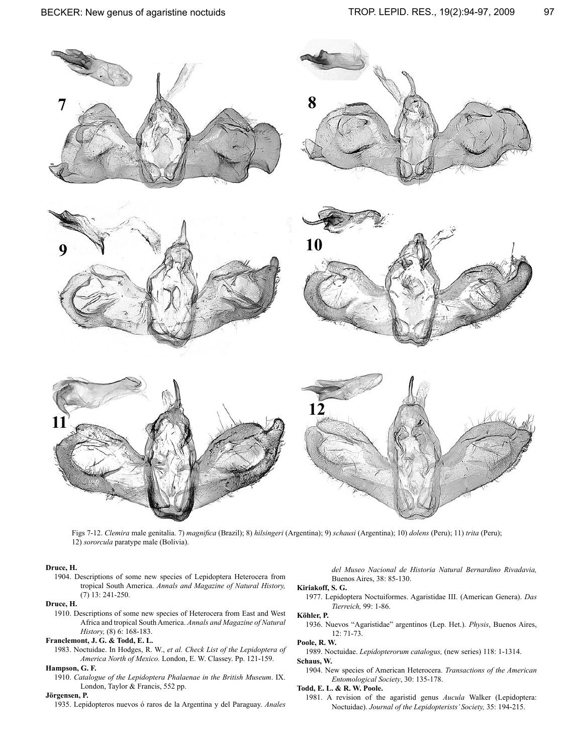Figs 7-12. *Clemira* male genitalia. 7) *magnifica* (Brazil); 8) *hilsingeri* (Argentina); 9) *schausi* (Argentina); 10) *dolens* (Peru); 11) *trita* (Peru); 12) *sororcula* paratype male (Bolivia).

**Druce, H.**

1904. Descriptions of some new species of Lepidoptera Heterocera from tropical South America. *Annals and Magazine of Natural History,* (7) 13: 241-250.

**Druce, H.**

1910. Descriptions of some new species of Heterocera from East and West Africa and tropical South America. *Annals and Magazine of Natural History,* (8) 6: 168-183.

**Franclemont, J. G. & Todd, E. L.**

1983. Noctuidae. In Hodges, R. W., *et al. Check List of the Lepidoptera of America North of Mexico.* London, E. W. Classey. Pp. 121-159.

**Hampson, G. F.**

1910. *Catalogue of the Lepidoptera Phalaenae in the British Museum*. IX. London, Taylor & Francis, 552 pp.

**Jörgensen, P.**

1935. Lepidopteros nuevos ó raros de la Argentina y del Paraguay. *Anales del Museo Nacional de Historia Natural Bernardino Rivadavia,* Buenos Aires, 38: 85-130.

**Kiriakoff, S. G.**

1977. Lepidoptera Noctuiformes. Agaristidae III. (American Genera). *Das Tierreich,* 99: 1-86.

**Köhler, P.**

1936. Nuevos "Agaristidae" argentinos (Lep. Het.). *Physis*, Buenos Aires, 12: 71-73.

**Poole, R. W.**

1989. Noctuidae. *Lepidopterorum catalogus,* (new series) 118: 1-1314.

**Schaus, W.**

1904. New species of American Heterocera. *Transactions of the American Entomological Society*, 30: 135-178.

**Todd, E. L. & R. W. Poole.**

1981. A revision of the agaristid genus *Aucula* Walker (Lepidoptera: Noctuidae). *Journal of the Lepidopterists' Society,* 35: 194-215.